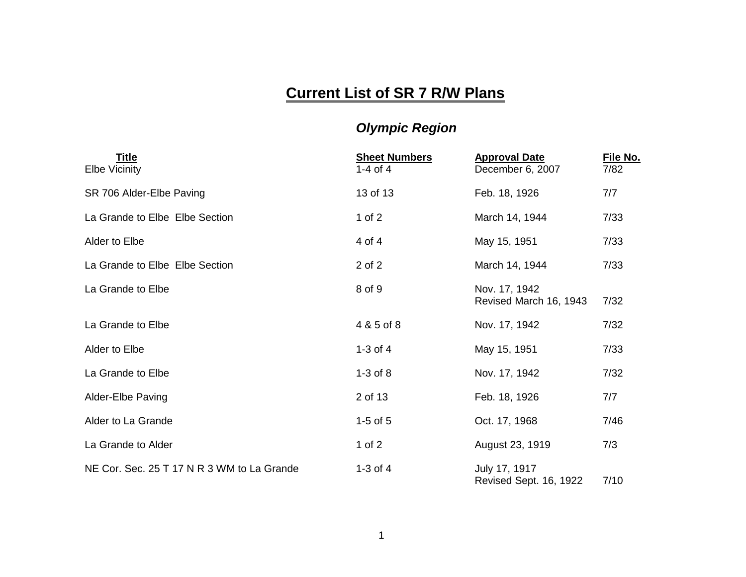# Current List of SR 7 R/W Plans

## *Olympic Region*

| Title | Sheet Numbers | Approval Date | File No. |
|---|---|---|---|
| Elbe Vicinity | 1-4 of 4 | December 6, 2007 | 7/82 |
| SR 706 Alder-Elbe Paving | 13 of 13 | Feb. 18, 1926 | 7/7 |
| La Grande to Elbe  Elbe Section | 1 of 2 | March 14, 1944 | 7/33 |
| Alder to Elbe | 4 of 4 | May 15, 1951 | 7/33 |
| La Grande to Elbe  Elbe Section | 2 of 2 | March 14, 1944 | 7/33 |
| La Grande to Elbe | 8 of 9 | Nov. 17, 1942<br>Revised March 16, 1943 | 7/32 |
| La Grande to Elbe | 4 & 5 of 8 | Nov. 17, 1942 | 7/32 |
| Alder to Elbe | 1-3 of 4 | May 15, 1951 | 7/33 |
| La Grande to Elbe | 1-3 of 8 | Nov. 17, 1942 | 7/32 |
| Alder-Elbe Paving | 2 of 13 | Feb. 18, 1926 | 7/7 |
| Alder to La Grande | 1-5 of 5 | Oct. 17, 1968 | 7/46 |
| La Grande to Alder | 1 of 2 | August 23, 1919 | 7/3 |
| NE Cor. Sec. 25 T 17 N R 3 WM to La Grande | 1-3 of 4 | July 17, 1917<br>Revised Sept. 16, 1922 | 7/10 |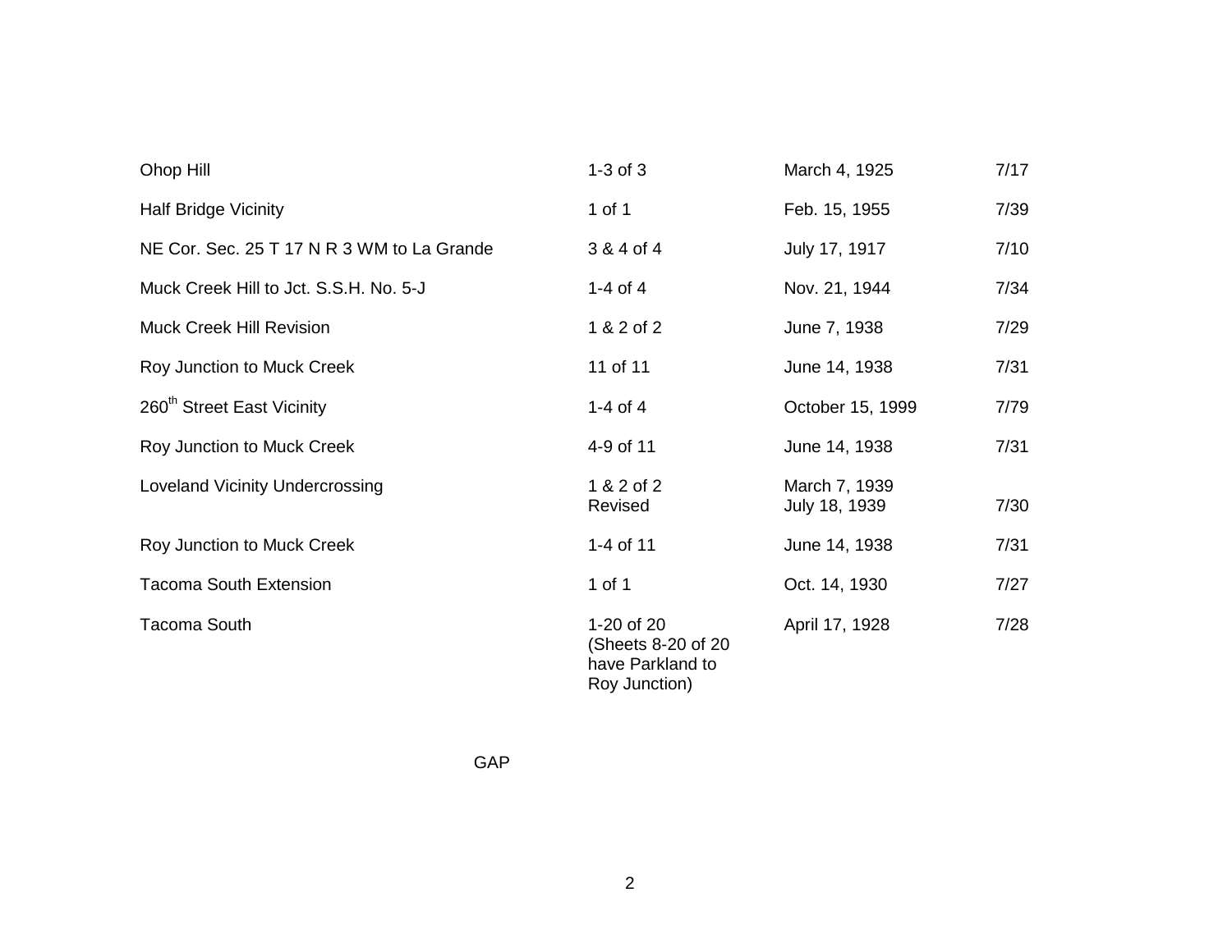| | | | |
|---|---|---|---|
| Ohop Hill | 1-3 of 3 | March 4, 1925 | 7/17 |
| Half Bridge Vicinity | 1 of 1 | Feb. 15, 1955 | 7/39 |
| NE Cor. Sec. 25 T 17 N R 3 WM to La Grande | 3 & 4 of 4 | July 17, 1917 | 7/10 |
| Muck Creek Hill to Jct. S.S.H. No. 5-J | 1-4 of 4 | Nov. 21, 1944 | 7/34 |
| Muck Creek Hill Revision | 1 & 2 of 2 | June 7, 1938 | 7/29 |
| Roy Junction to Muck Creek | 11 of 11 | June 14, 1938 | 7/31 |
| 260th Street East Vicinity | 1-4 of 4 | October 15, 1999 | 7/79 |
| Roy Junction to Muck Creek | 4-9 of 11 | June 14, 1938 | 7/31 |
| Loveland Vicinity Undercrossing | 1 & 2 of 2<br>Revised | March 7, 1939<br>July 18, 1939 | 7/30 |
| Roy Junction to Muck Creek | 1-4 of 11 | June 14, 1938 | 7/31 |
| Tacoma South Extension | 1 of 1 | Oct. 14, 1930 | 7/27 |
| Tacoma South | 1-20 of 20 (Sheets 8-20 of 20 have Parkland to Roy Junction) | April 17, 1928 | 7/28 |

GAP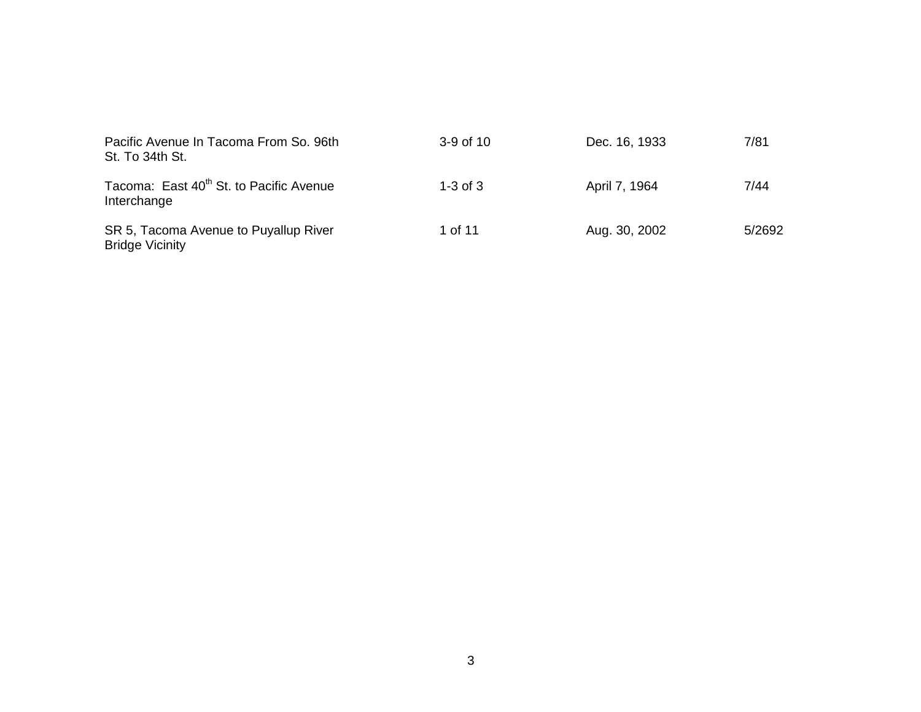| | | | |
|---|---|---|---|
| Pacific Avenue In Tacoma From So. 96th St. To 34th St. | 3-9 of 10 | Dec. 16, 1933 | 7/81 |
| Tacoma: East 40th St. to Pacific Avenue Interchange | 1-3 of 3 | April 7, 1964 | 7/44 |
| SR 5, Tacoma Avenue to Puyallup River Bridge Vicinity | 1 of 11 | Aug. 30, 2002 | 5/2692 |